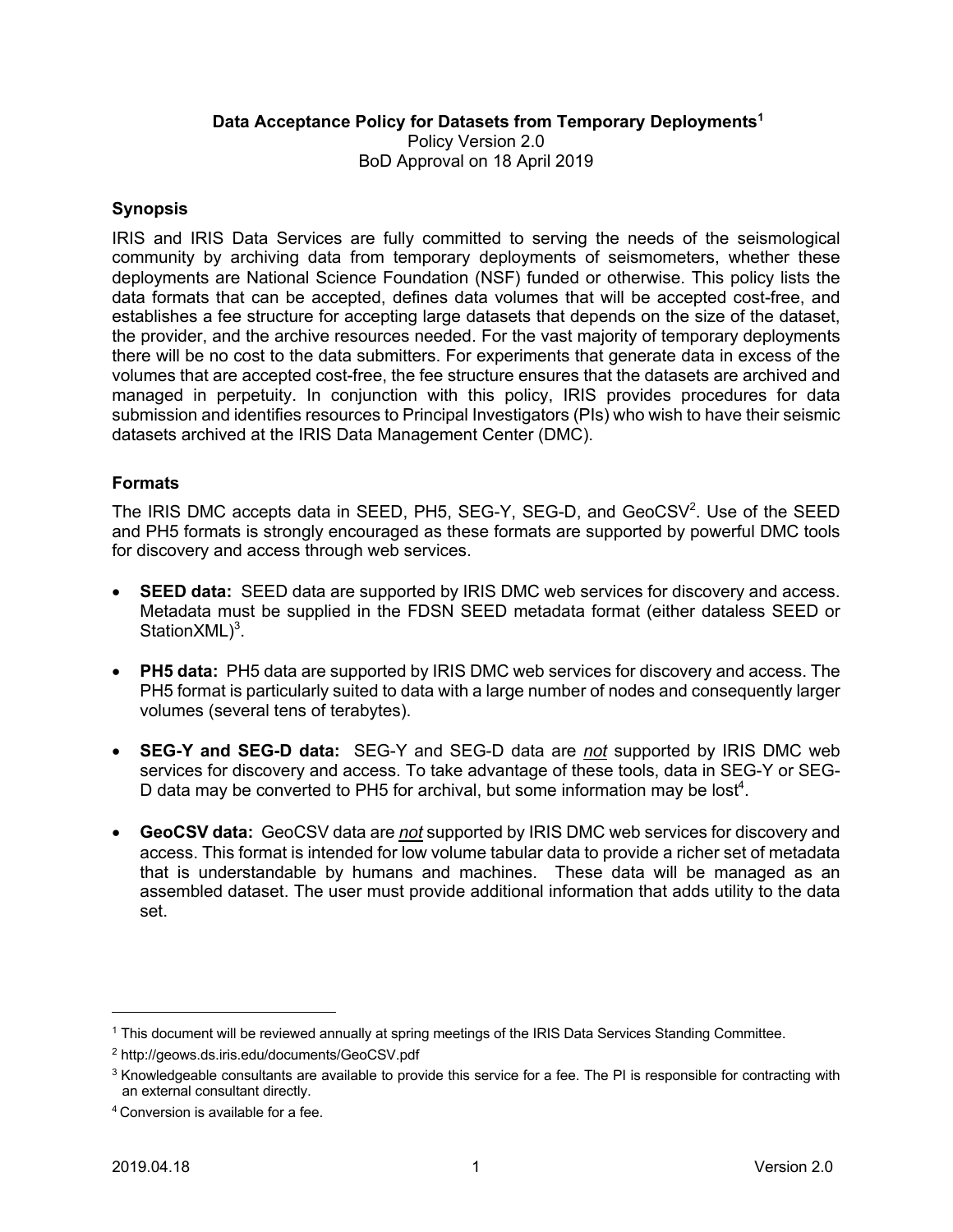# Data Acceptance Policy for Datasets from Temporary Deployments[1]

Policy Version 2.0
BoD Approval on 18 April 2019

## Synopsis

IRIS and IRIS Data Services are fully committed to serving the needs of the seismological community by archiving data from temporary deployments of seismometers, whether these deployments are National Science Foundation (NSF) funded or otherwise. This policy lists the data formats that can be accepted, defines data volumes that will be accepted cost-free, and establishes a fee structure for accepting large datasets that depends on the size of the dataset, the provider, and the archive resources needed. For the vast majority of temporary deployments there will be no cost to the data submitters. For experiments that generate data in excess of the volumes that are accepted cost-free, the fee structure ensures that the datasets are archived and managed in perpetuity. In conjunction with this policy, IRIS provides procedures for data submission and identifies resources to Principal Investigators (PIs) who wish to have their seismic datasets archived at the IRIS Data Management Center (DMC).

## Formats

The IRIS DMC accepts data in SEED, PH5, SEG-Y, SEG-D, and GeoCSV[2]. Use of the SEED and PH5 formats is strongly encouraged as these formats are supported by powerful DMC tools for discovery and access through web services.

- **SEED data:** SEED data are supported by IRIS DMC web services for discovery and access. Metadata must be supplied in the FDSN SEED metadata format (either dataless SEED or StationXML)[3].
- **PH5 data:** PH5 data are supported by IRIS DMC web services for discovery and access. The PH5 format is particularly suited to data with a large number of nodes and consequently larger volumes (several tens of terabytes).
- **SEG-Y and SEG-D data:** SEG-Y and SEG-D data are *not* supported by IRIS DMC web services for discovery and access. To take advantage of these tools, data in SEG-Y or SEG-D data may be converted to PH5 for archival, but some information may be lost[4].
- **GeoCSV data:** GeoCSV data are *not* supported by IRIS DMC web services for discovery and access. This format is intended for low volume tabular data to provide a richer set of metadata that is understandable by humans and machines. These data will be managed as an assembled dataset. The user must provide additional information that adds utility to the data set.

---

[1] This document will be reviewed annually at spring meetings of the IRIS Data Services Standing Committee.

[2] http://geows.ds.iris.edu/documents/GeoCSV.pdf

[3] Knowledgeable consultants are available to provide this service for a fee. The PI is responsible for contracting with an external consultant directly.

[4] Conversion is available for a fee.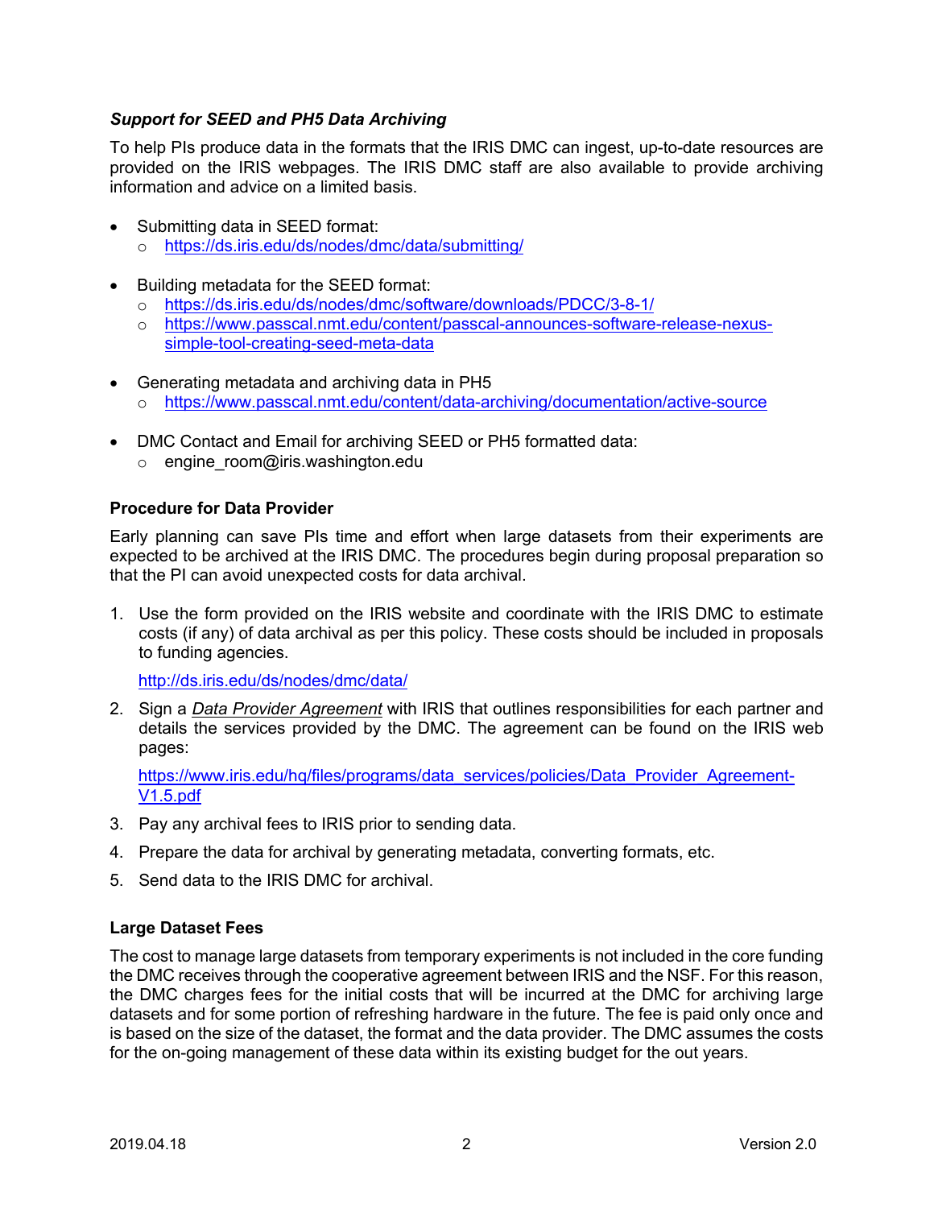### *Support for SEED and PH5 Data Archiving*

To help PIs produce data in the formats that the IRIS DMC can ingest, up-to-date resources are provided on the IRIS webpages. The IRIS DMC staff are also available to provide archiving information and advice on a limited basis.

- Submitting data in SEED format:
  - https://ds.iris.edu/ds/nodes/dmc/data/submitting/

- Building metadata for the SEED format:
  - https://ds.iris.edu/ds/nodes/dmc/software/downloads/PDCC/3-8-1/
  - https://www.passcal.nmt.edu/content/passcal-announces-software-release-nexus-simple-tool-creating-seed-meta-data

- Generating metadata and archiving data in PH5
  - https://www.passcal.nmt.edu/content/data-archiving/documentation/active-source

- DMC Contact and Email for archiving SEED or PH5 formatted data:
  - engine_room@iris.washington.edu

### Procedure for Data Provider

Early planning can save PIs time and effort when large datasets from their experiments are expected to be archived at the IRIS DMC. The procedures begin during proposal preparation so that the PI can avoid unexpected costs for data archival.

1. Use the form provided on the IRIS website and coordinate with the IRIS DMC to estimate costs (if any) of data archival as per this policy. These costs should be included in proposals to funding agencies.

   http://ds.iris.edu/ds/nodes/dmc/data/

2. Sign a *Data Provider Agreement* with IRIS that outlines responsibilities for each partner and details the services provided by the DMC. The agreement can be found on the IRIS web pages:

   https://www.iris.edu/hq/files/programs/data_services/policies/Data_Provider_Agreement-V1.5.pdf

3. Pay any archival fees to IRIS prior to sending data.
4. Prepare the data for archival by generating metadata, converting formats, etc.
5. Send data to the IRIS DMC for archival.

### Large Dataset Fees

The cost to manage large datasets from temporary experiments is not included in the core funding the DMC receives through the cooperative agreement between IRIS and the NSF. For this reason, the DMC charges fees for the initial costs that will be incurred at the DMC for archiving large datasets and for some portion of refreshing hardware in the future. The fee is paid only once and is based on the size of the dataset, the format and the data provider. The DMC assumes the costs for the on-going management of these data within its existing budget for the out years.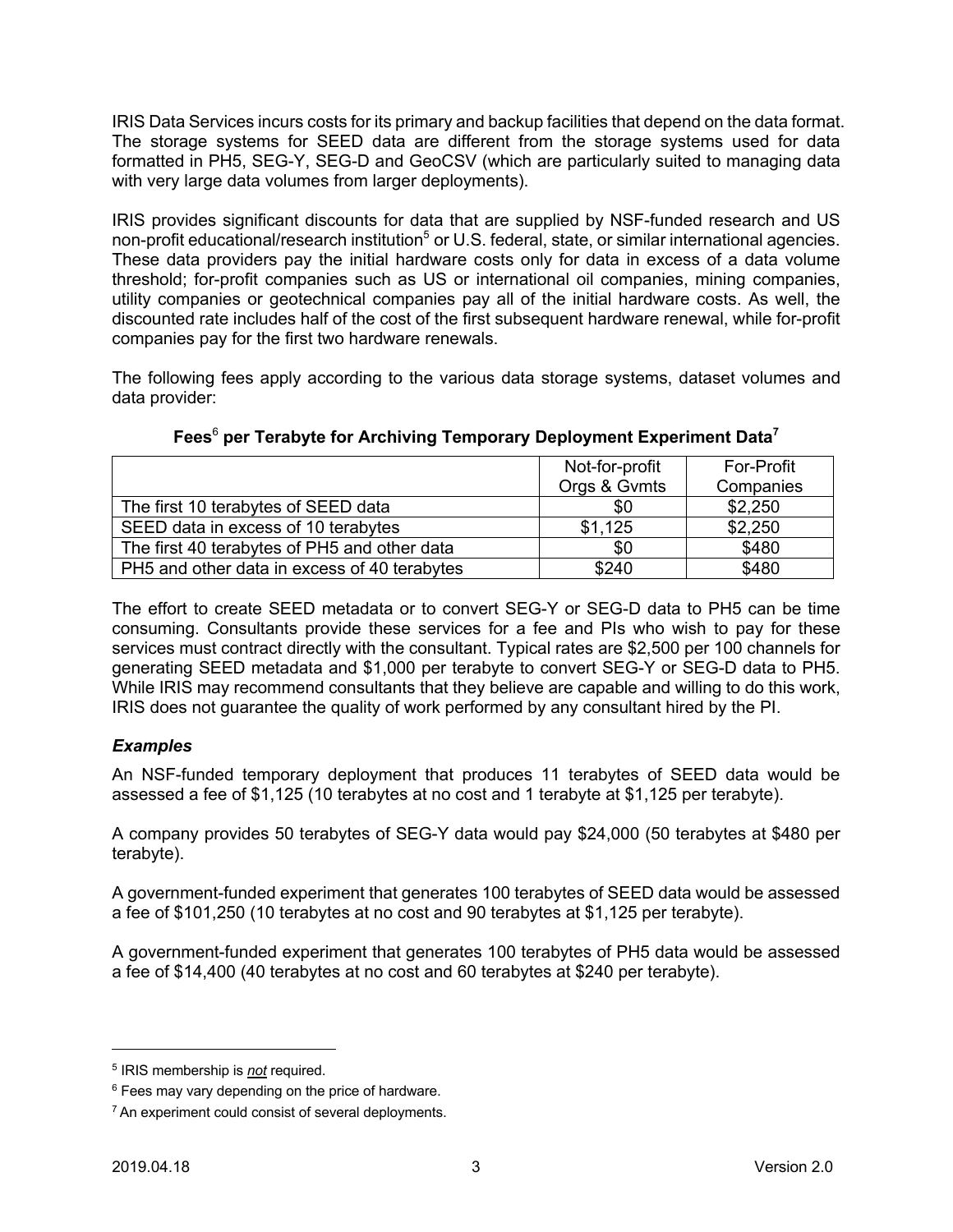IRIS Data Services incurs costs for its primary and backup facilities that depend on the data format. The storage systems for SEED data are different from the storage systems used for data formatted in PH5, SEG-Y, SEG-D and GeoCSV (which are particularly suited to managing data with very large data volumes from larger deployments).

IRIS provides significant discounts for data that are supplied by NSF-funded research and US non-profit educational/research institution[5] or U.S. federal, state, or similar international agencies. These data providers pay the initial hardware costs only for data in excess of a data volume threshold; for-profit companies such as US or international oil companies, mining companies, utility companies or geotechnical companies pay all of the initial hardware costs. As well, the discounted rate includes half of the cost of the first subsequent hardware renewal, while for-profit companies pay for the first two hardware renewals.

The following fees apply according to the various data storage systems, dataset volumes and data provider:

**Fees[6] per Terabyte for Archiving Temporary Deployment Experiment Data[7]**

| | Not-for-profit Orgs & Gvmts | For-Profit Companies |
|---|---|---|
| The first 10 terabytes of SEED data | $0 | $2,250 |
| SEED data in excess of 10 terabytes | $1,125 | $2,250 |
| The first 40 terabytes of PH5 and other data | $0 | $480 |
| PH5 and other data in excess of 40 terabytes | $240 | $480 |

The effort to create SEED metadata or to convert SEG-Y or SEG-D data to PH5 can be time consuming. Consultants provide these services for a fee and PIs who wish to pay for these services must contract directly with the consultant. Typical rates are $2,500 per 100 channels for generating SEED metadata and $1,000 per terabyte to convert SEG-Y or SEG-D data to PH5. While IRIS may recommend consultants that they believe are capable and willing to do this work, IRIS does not guarantee the quality of work performed by any consultant hired by the PI.

### *Examples*

An NSF-funded temporary deployment that produces 11 terabytes of SEED data would be assessed a fee of $1,125 (10 terabytes at no cost and 1 terabyte at $1,125 per terabyte).

A company provides 50 terabytes of SEG-Y data would pay $24,000 (50 terabytes at $480 per terabyte).

A government-funded experiment that generates 100 terabytes of SEED data would be assessed a fee of $101,250 (10 terabytes at no cost and 90 terabytes at $1,125 per terabyte).

A government-funded experiment that generates 100 terabytes of PH5 data would be assessed a fee of $14,400 (40 terabytes at no cost and 60 terabytes at $240 per terabyte).

---

[5] IRIS membership is ***not*** required.

[6] Fees may vary depending on the price of hardware.

[7] An experiment could consist of several deployments.